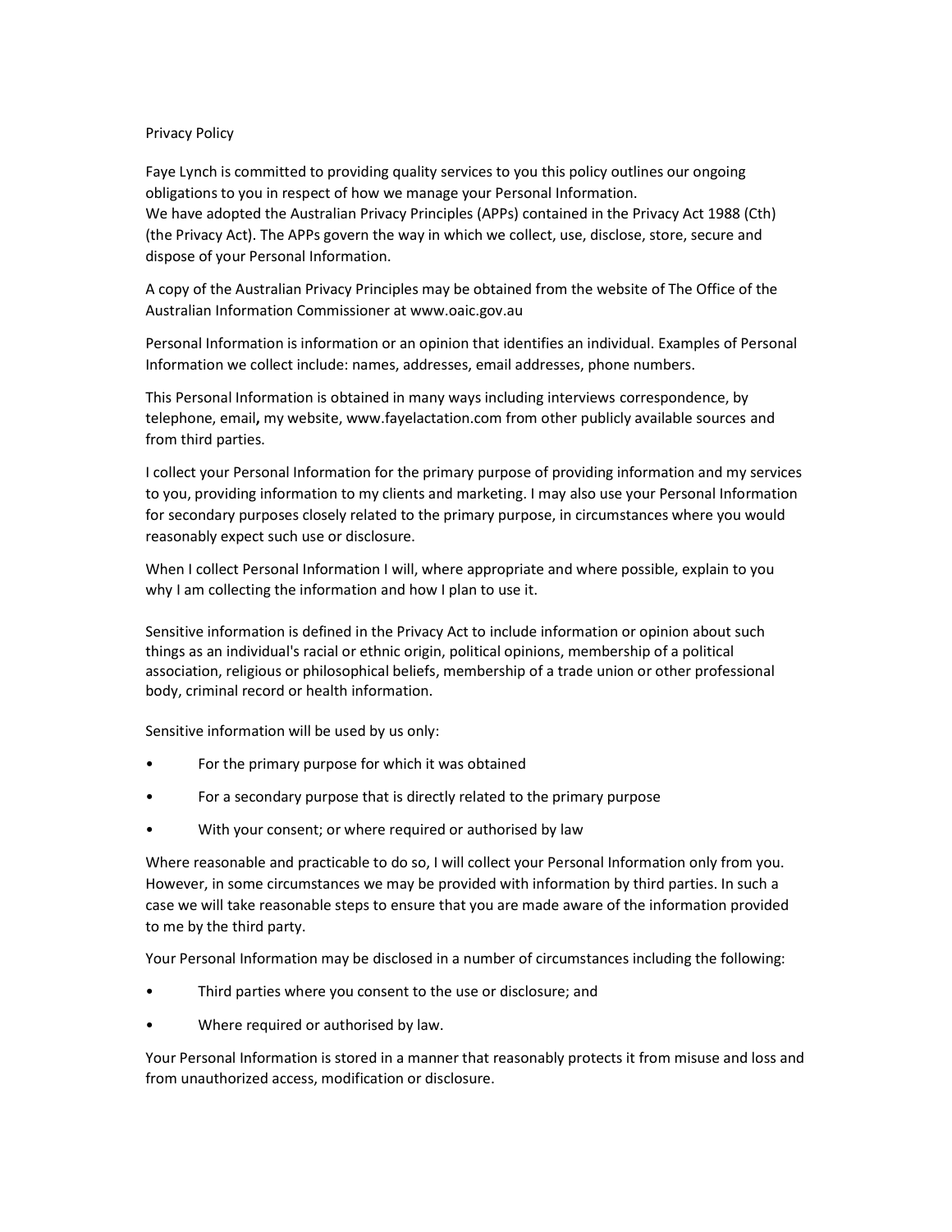# Privacy Policy

Faye Lynch is committed to providing quality services to you this policy outlines our ongoing obligations to you in respect of how we manage your Personal Information.
We have adopted the Australian Privacy Principles (APPs) contained in the Privacy Act 1988 (Cth) (the Privacy Act). The APPs govern the way in which we collect, use, disclose, store, secure and dispose of your Personal Information.

A copy of the Australian Privacy Principles may be obtained from the website of The Office of the Australian Information Commissioner at www.oaic.gov.au

Personal Information is information or an opinion that identifies an individual. Examples of Personal Information we collect include: names, addresses, email addresses, phone numbers.

This Personal Information is obtained in many ways including interviews correspondence, by telephone, email**,** my website, www.fayelactation.com from other publicly available sources and from third parties.

I collect your Personal Information for the primary purpose of providing information and my services to you, providing information to my clients and marketing. I may also use your Personal Information for secondary purposes closely related to the primary purpose, in circumstances where you would reasonably expect such use or disclosure.

When I collect Personal Information I will, where appropriate and where possible, explain to you why I am collecting the information and how I plan to use it.

Sensitive information is defined in the Privacy Act to include information or opinion about such things as an individual's racial or ethnic origin, political opinions, membership of a political association, religious or philosophical beliefs, membership of a trade union or other professional body, criminal record or health information.

Sensitive information will be used by us only:

- For the primary purpose for which it was obtained
- For a secondary purpose that is directly related to the primary purpose
- With your consent; or where required or authorised by law

Where reasonable and practicable to do so, I will collect your Personal Information only from you. However, in some circumstances we may be provided with information by third parties. In such a case we will take reasonable steps to ensure that you are made aware of the information provided to me by the third party.

Your Personal Information may be disclosed in a number of circumstances including the following:

- Third parties where you consent to the use or disclosure; and
- Where required or authorised by law.

Your Personal Information is stored in a manner that reasonably protects it from misuse and loss and from unauthorized access, modification or disclosure.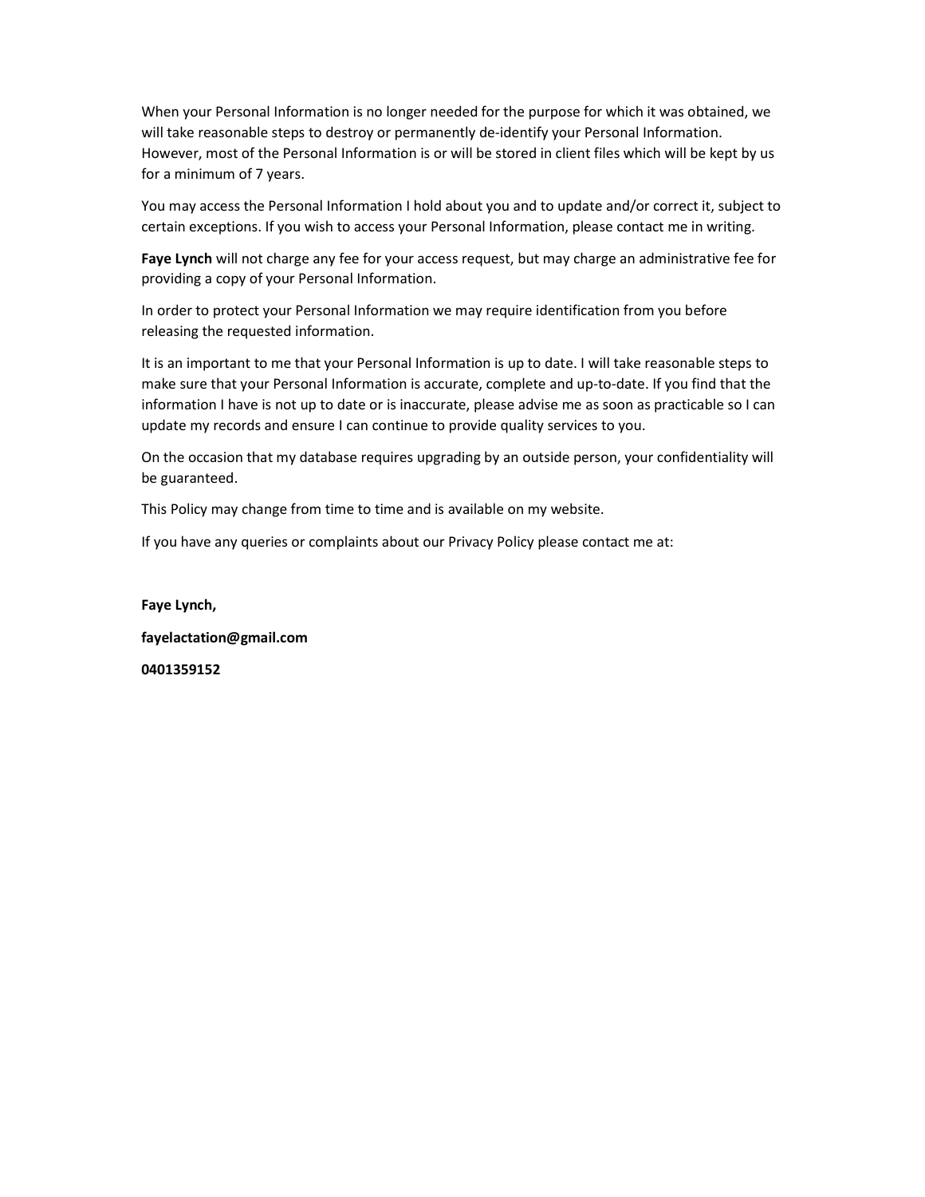When your Personal Information is no longer needed for the purpose for which it was obtained, we will take reasonable steps to destroy or permanently de-identify your Personal Information. However, most of the Personal Information is or will be stored in client files which will be kept by us for a minimum of 7 years.

You may access the Personal Information I hold about you and to update and/or correct it, subject to certain exceptions. If you wish to access your Personal Information, please contact me in writing.

**Faye Lynch** will not charge any fee for your access request, but may charge an administrative fee for providing a copy of your Personal Information.

In order to protect your Personal Information we may require identification from you before releasing the requested information.

It is an important to me that your Personal Information is up to date. I will take reasonable steps to make sure that your Personal Information is accurate, complete and up-to-date. If you find that the information I have is not up to date or is inaccurate, please advise me as soon as practicable so I can update my records and ensure I can continue to provide quality services to you.

On the occasion that my database requires upgrading by an outside person, your confidentiality will be guaranteed.

This Policy may change from time to time and is available on my website.

If you have any queries or complaints about our Privacy Policy please contact me at:

**Faye Lynch,**

**fayelactation@gmail.com**

**0401359152**